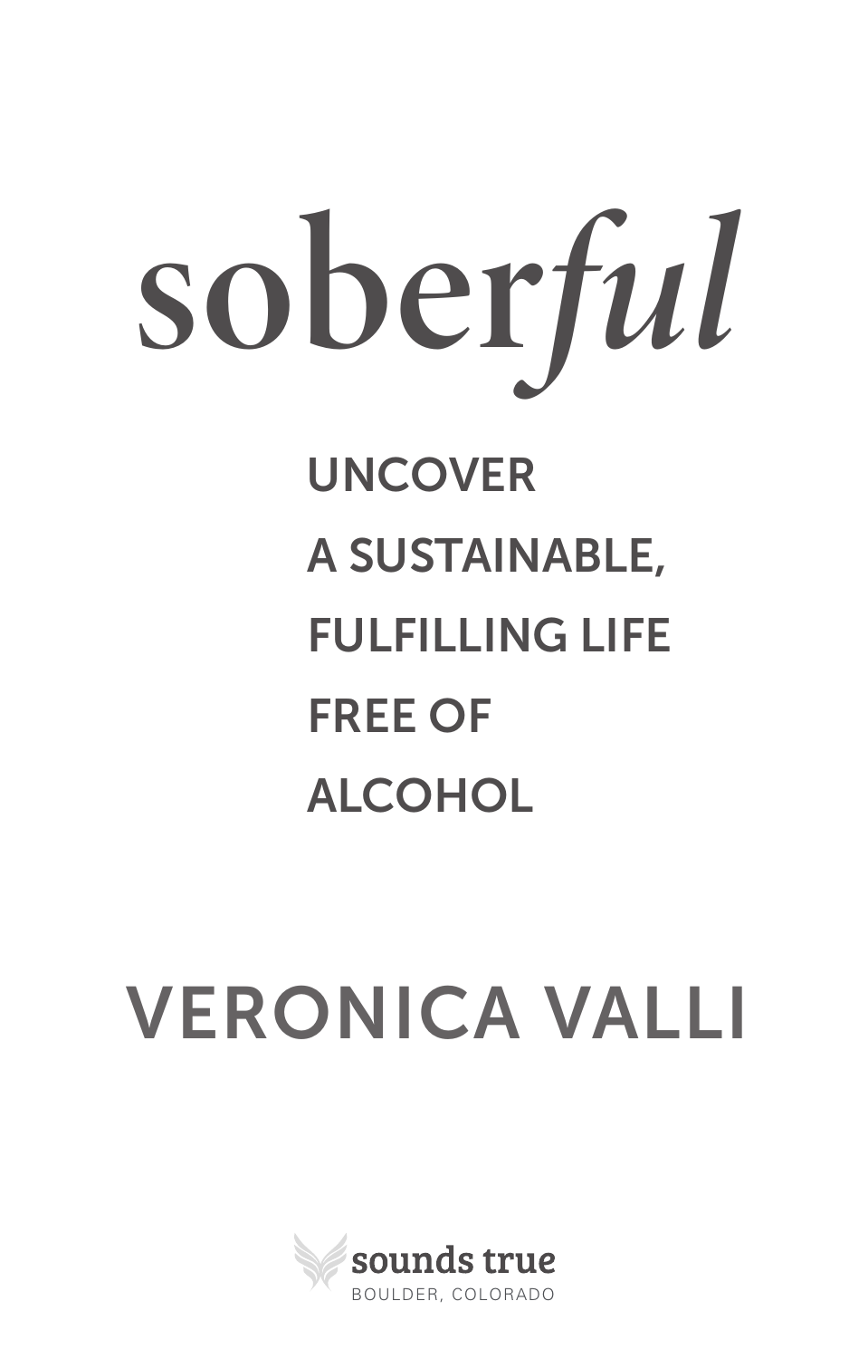# sober*ful*

## UNCOVER A SUSTAINABLE, FULFILLING LIFE FREE OF ALCOHOL

## VERONICA VALLI

sounds true
BOULDER, COLORADO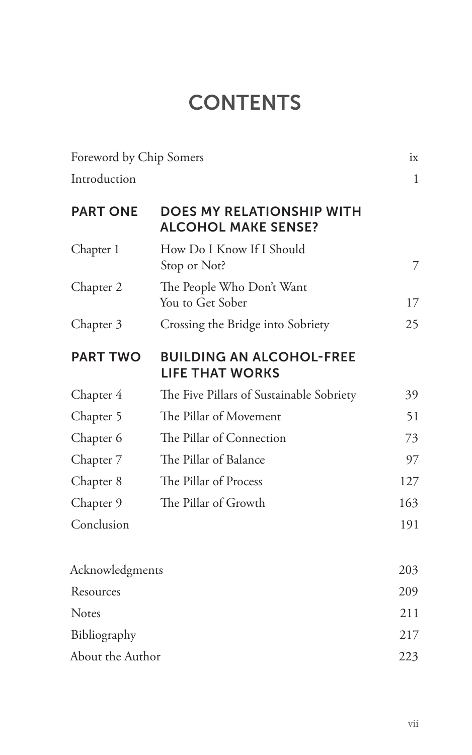# CONTENTS

| | | |
|---|---|---|
| Foreword by Chip Somers | | ix |
| Introduction | | 1 |
| **PART ONE** | **DOES MY RELATIONSHIP WITH ALCOHOL MAKE SENSE?** | |
| Chapter 1 | How Do I Know If I Should Stop or Not? | 7 |
| Chapter 2 | The People Who Don't Want You to Get Sober | 17 |
| Chapter 3 | Crossing the Bridge into Sobriety | 25 |
| **PART TWO** | **BUILDING AN ALCOHOL-FREE LIFE THAT WORKS** | |
| Chapter 4 | The Five Pillars of Sustainable Sobriety | 39 |
| Chapter 5 | The Pillar of Movement | 51 |
| Chapter 6 | The Pillar of Connection | 73 |
| Chapter 7 | The Pillar of Balance | 97 |
| Chapter 8 | The Pillar of Process | 127 |
| Chapter 9 | The Pillar of Growth | 163 |
| Conclusion | | 191 |
| Acknowledgments | | 203 |
| Resources | | 209 |
| Notes | | 211 |
| Bibliography | | 217 |
| About the Author | | 223 |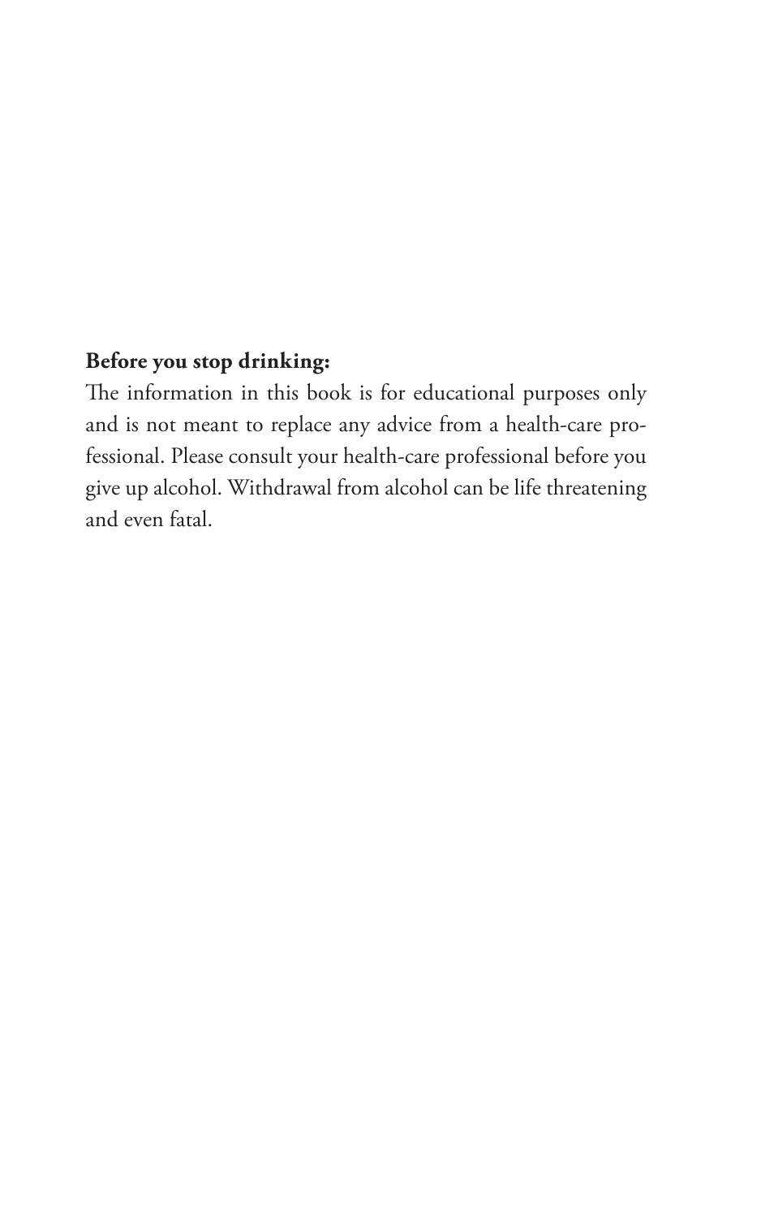**Before you stop drinking:**

The information in this book is for educational purposes only and is not meant to replace any advice from a health-care professional. Please consult your health-care professional before you give up alcohol. Withdrawal from alcohol can be life threatening and even fatal.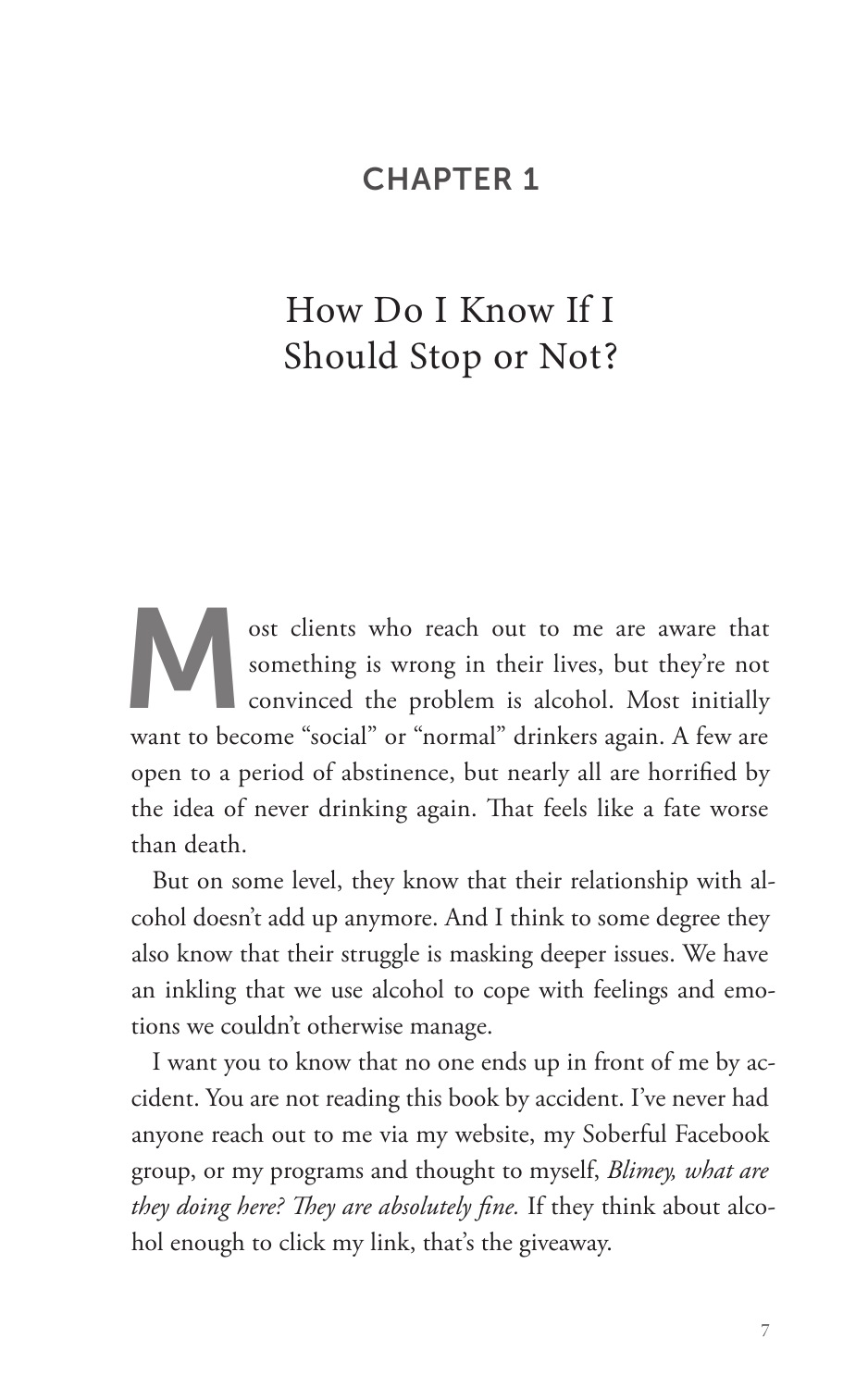# CHAPTER 1

## How Do I Know If I Should Stop or Not?

Most clients who reach out to me are aware that something is wrong in their lives, but they're not convinced the problem is alcohol. Most initially want to become "social" or "normal" drinkers again. A few are open to a period of abstinence, but nearly all are horrified by the idea of never drinking again. That feels like a fate worse than death.

But on some level, they know that their relationship with alcohol doesn't add up anymore. And I think to some degree they also know that their struggle is masking deeper issues. We have an inkling that we use alcohol to cope with feelings and emotions we couldn't otherwise manage.

I want you to know that no one ends up in front of me by accident. You are not reading this book by accident. I've never had anyone reach out to me via my website, my Soberful Facebook group, or my programs and thought to myself, *Blimey, what are they doing here? They are absolutely fine.* If they think about alcohol enough to click my link, that's the giveaway.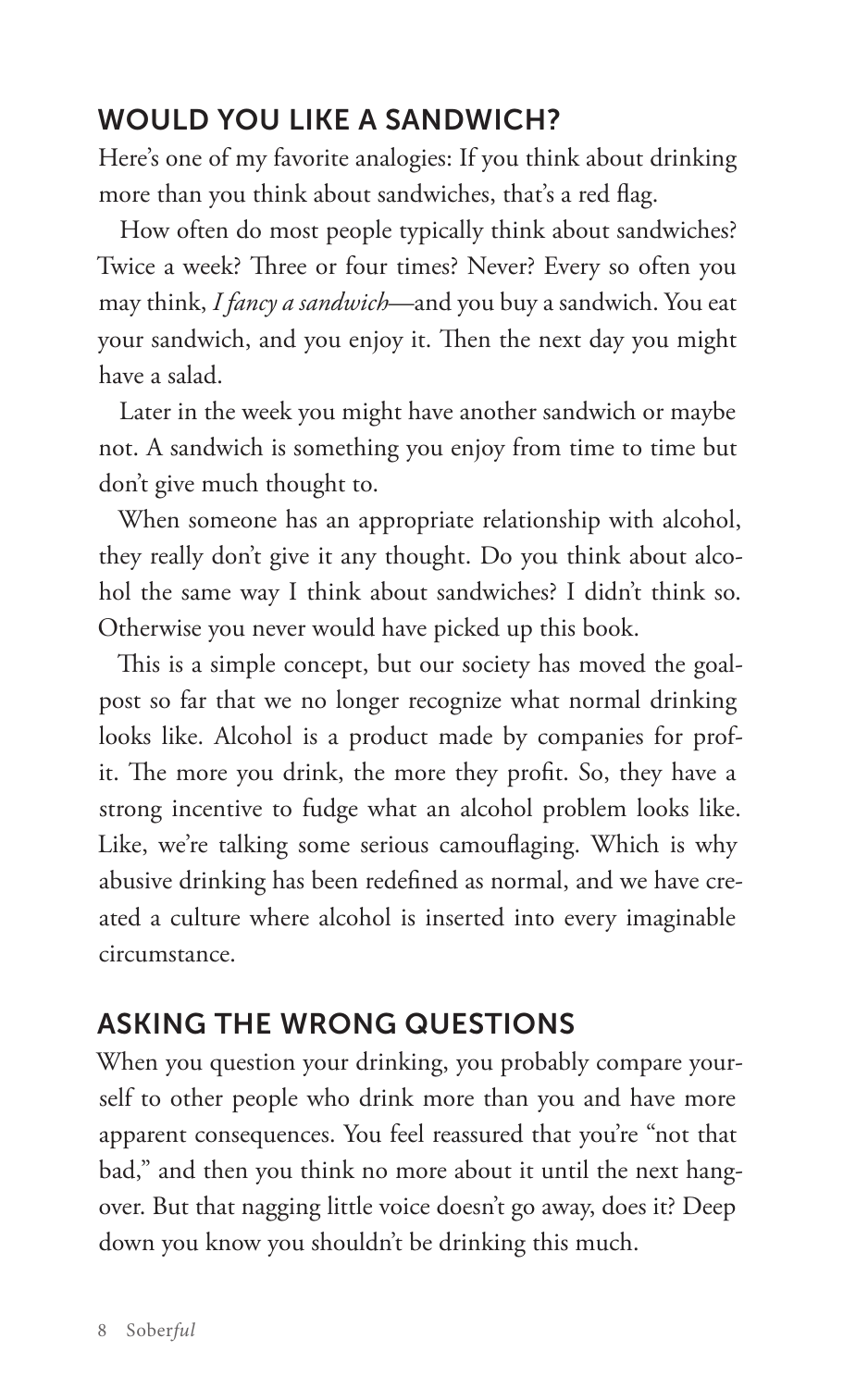## WOULD YOU LIKE A SANDWICH?

Here's one of my favorite analogies: If you think about drinking more than you think about sandwiches, that's a red flag.

How often do most people typically think about sandwiches? Twice a week? Three or four times? Never? Every so often you may think, *I fancy a sandwich*—and you buy a sandwich. You eat your sandwich, and you enjoy it. Then the next day you might have a salad.

Later in the week you might have another sandwich or maybe not. A sandwich is something you enjoy from time to time but don't give much thought to.

When someone has an appropriate relationship with alcohol, they really don't give it any thought. Do you think about alcohol the same way I think about sandwiches? I didn't think so. Otherwise you never would have picked up this book.

This is a simple concept, but our society has moved the goalpost so far that we no longer recognize what normal drinking looks like. Alcohol is a product made by companies for profit. The more you drink, the more they profit. So, they have a strong incentive to fudge what an alcohol problem looks like. Like, we're talking some serious camouflaging. Which is why abusive drinking has been redefined as normal, and we have created a culture where alcohol is inserted into every imaginable circumstance.

## ASKING THE WRONG QUESTIONS

When you question your drinking, you probably compare yourself to other people who drink more than you and have more apparent consequences. You feel reassured that you're "not that bad," and then you think no more about it until the next hangover. But that nagging little voice doesn't go away, does it? Deep down you know you shouldn't be drinking this much.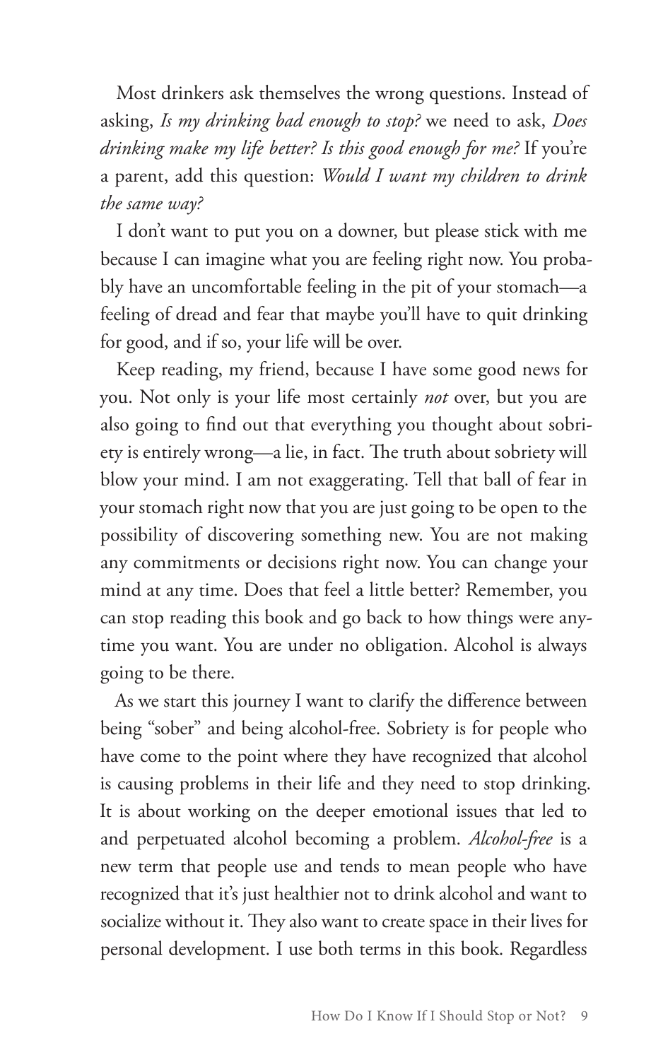Most drinkers ask themselves the wrong questions. Instead of asking, *Is my drinking bad enough to stop?* we need to ask, *Does drinking make my life better? Is this good enough for me?* If you're a parent, add this question: *Would I want my children to drink the same way?*

I don't want to put you on a downer, but please stick with me because I can imagine what you are feeling right now. You probably have an uncomfortable feeling in the pit of your stomach—a feeling of dread and fear that maybe you'll have to quit drinking for good, and if so, your life will be over.

Keep reading, my friend, because I have some good news for you. Not only is your life most certainly *not* over, but you are also going to find out that everything you thought about sobriety is entirely wrong—a lie, in fact. The truth about sobriety will blow your mind. I am not exaggerating. Tell that ball of fear in your stomach right now that you are just going to be open to the possibility of discovering something new. You are not making any commitments or decisions right now. You can change your mind at any time. Does that feel a little better? Remember, you can stop reading this book and go back to how things were anytime you want. You are under no obligation. Alcohol is always going to be there.

As we start this journey I want to clarify the difference between being "sober" and being alcohol-free. Sobriety is for people who have come to the point where they have recognized that alcohol is causing problems in their life and they need to stop drinking. It is about working on the deeper emotional issues that led to and perpetuated alcohol becoming a problem. *Alcohol-free* is a new term that people use and tends to mean people who have recognized that it's just healthier not to drink alcohol and want to socialize without it. They also want to create space in their lives for personal development. I use both terms in this book. Regardless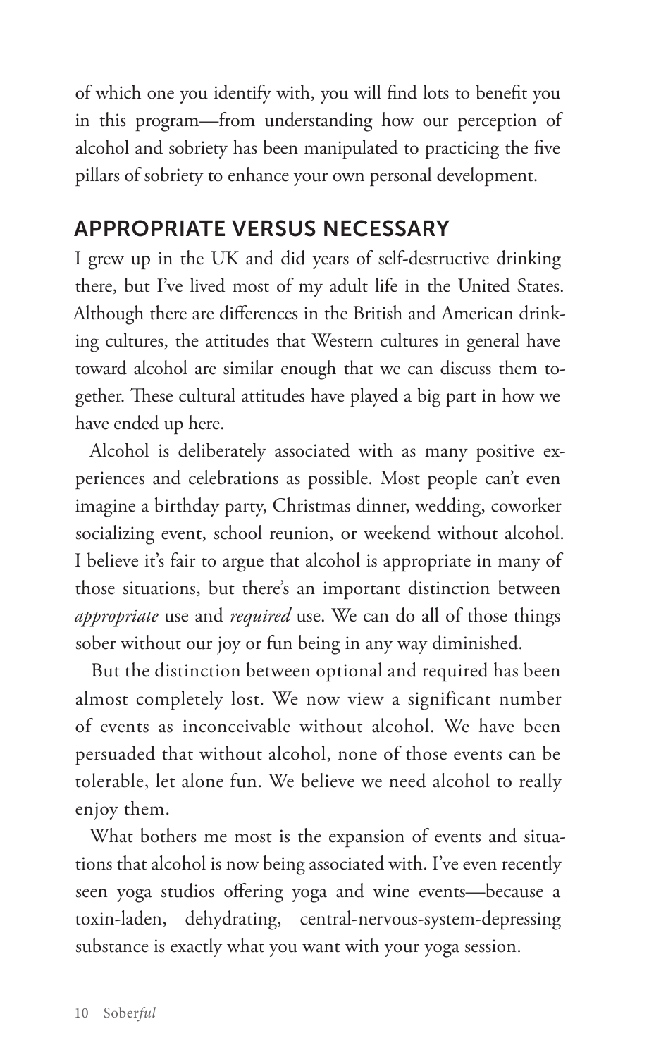of which one you identify with, you will find lots to benefit you in this program—from understanding how our perception of alcohol and sobriety has been manipulated to practicing the five pillars of sobriety to enhance your own personal development.

## APPROPRIATE VERSUS NECESSARY

I grew up in the UK and did years of self-destructive drinking there, but I've lived most of my adult life in the United States. Although there are differences in the British and American drinking cultures, the attitudes that Western cultures in general have toward alcohol are similar enough that we can discuss them together. These cultural attitudes have played a big part in how we have ended up here.

Alcohol is deliberately associated with as many positive experiences and celebrations as possible. Most people can't even imagine a birthday party, Christmas dinner, wedding, coworker socializing event, school reunion, or weekend without alcohol. I believe it's fair to argue that alcohol is appropriate in many of those situations, but there's an important distinction between *appropriate* use and *required* use. We can do all of those things sober without our joy or fun being in any way diminished.

But the distinction between optional and required has been almost completely lost. We now view a significant number of events as inconceivable without alcohol. We have been persuaded that without alcohol, none of those events can be tolerable, let alone fun. We believe we need alcohol to really enjoy them.

What bothers me most is the expansion of events and situations that alcohol is now being associated with. I've even recently seen yoga studios offering yoga and wine events—because a toxin-laden, dehydrating, central-nervous-system-depressing substance is exactly what you want with your yoga session.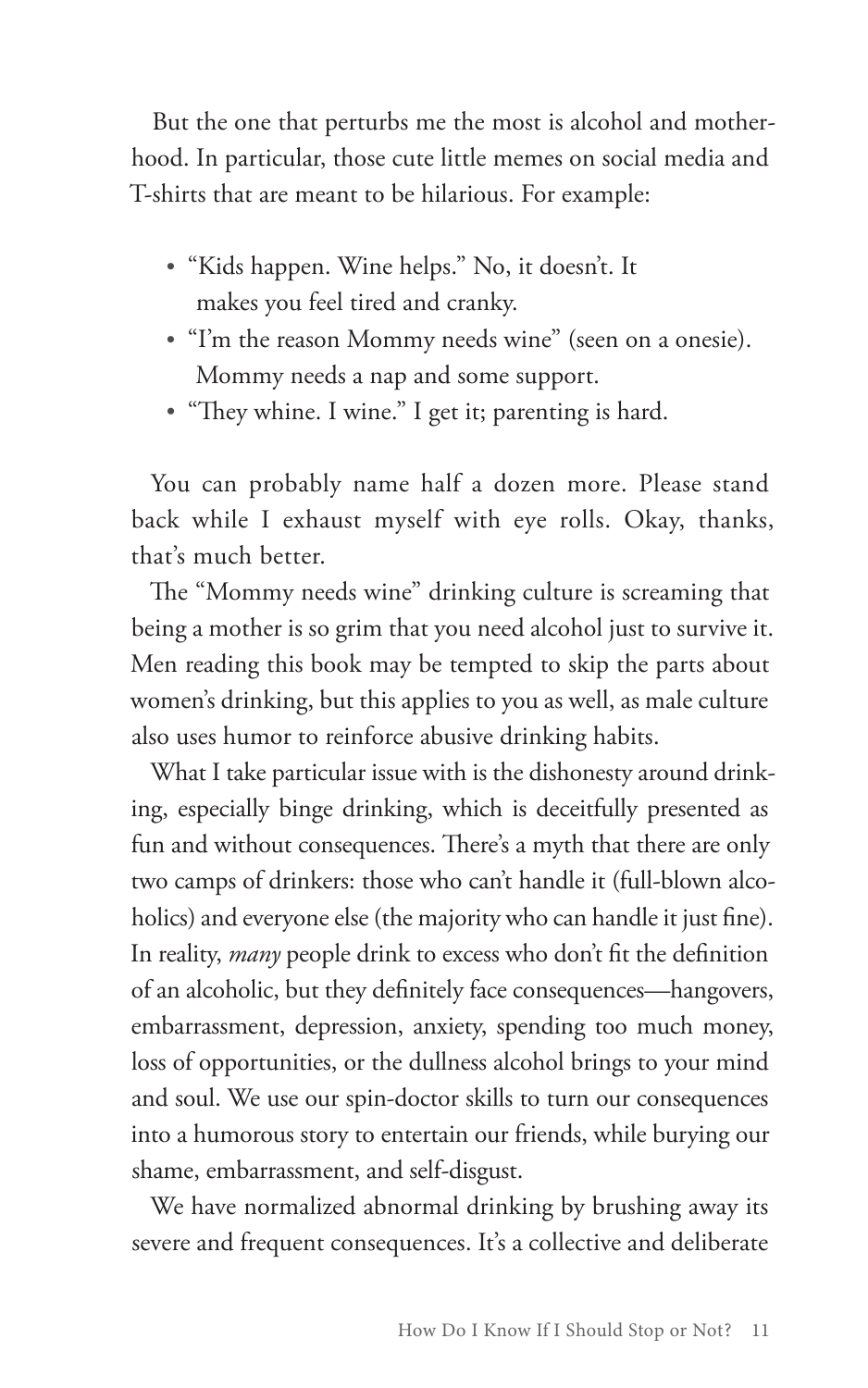But the one that perturbs me the most is alcohol and motherhood. In particular, those cute little memes on social media and T-shirts that are meant to be hilarious. For example:

- "Kids happen. Wine helps." No, it doesn't. It makes you feel tired and cranky.
- "I'm the reason Mommy needs wine" (seen on a onesie). Mommy needs a nap and some support.
- "They whine. I wine." I get it; parenting is hard.

You can probably name half a dozen more. Please stand back while I exhaust myself with eye rolls. Okay, thanks, that's much better.

The "Mommy needs wine" drinking culture is screaming that being a mother is so grim that you need alcohol just to survive it. Men reading this book may be tempted to skip the parts about women's drinking, but this applies to you as well, as male culture also uses humor to reinforce abusive drinking habits.

What I take particular issue with is the dishonesty around drinking, especially binge drinking, which is deceitfully presented as fun and without consequences. There's a myth that there are only two camps of drinkers: those who can't handle it (full-blown alcoholics) and everyone else (the majority who can handle it just fine). In reality, *many* people drink to excess who don't fit the definition of an alcoholic, but they definitely face consequences—hangovers, embarrassment, depression, anxiety, spending too much money, loss of opportunities, or the dullness alcohol brings to your mind and soul. We use our spin-doctor skills to turn our consequences into a humorous story to entertain our friends, while burying our shame, embarrassment, and self-disgust.

We have normalized abnormal drinking by brushing away its severe and frequent consequences. It's a collective and deliberate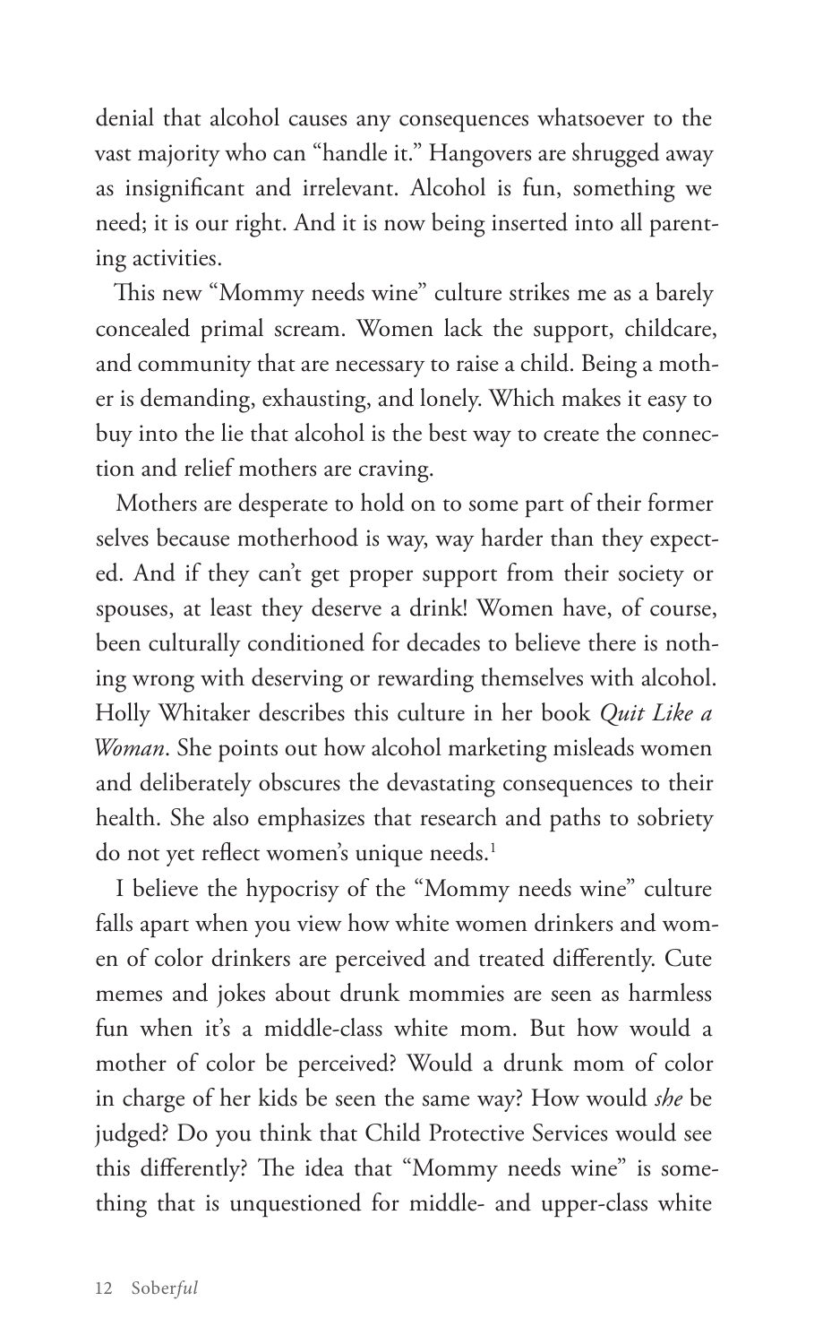denial that alcohol causes any consequences whatsoever to the vast majority who can "handle it." Hangovers are shrugged away as insignificant and irrelevant. Alcohol is fun, something we need; it is our right. And it is now being inserted into all parenting activities.

This new "Mommy needs wine" culture strikes me as a barely concealed primal scream. Women lack the support, childcare, and community that are necessary to raise a child. Being a mother is demanding, exhausting, and lonely. Which makes it easy to buy into the lie that alcohol is the best way to create the connection and relief mothers are craving.

Mothers are desperate to hold on to some part of their former selves because motherhood is way, way harder than they expected. And if they can't get proper support from their society or spouses, at least they deserve a drink! Women have, of course, been culturally conditioned for decades to believe there is nothing wrong with deserving or rewarding themselves with alcohol. Holly Whitaker describes this culture in her book *Quit Like a Woman*. She points out how alcohol marketing misleads women and deliberately obscures the devastating consequences to their health. She also emphasizes that research and paths to sobriety do not yet reflect women's unique needs.[1]

I believe the hypocrisy of the "Mommy needs wine" culture falls apart when you view how white women drinkers and women of color drinkers are perceived and treated differently. Cute memes and jokes about drunk mommies are seen as harmless fun when it's a middle-class white mom. But how would a mother of color be perceived? Would a drunk mom of color in charge of her kids be seen the same way? How would *she* be judged? Do you think that Child Protective Services would see this differently? The idea that "Mommy needs wine" is something that is unquestioned for middle- and upper-class white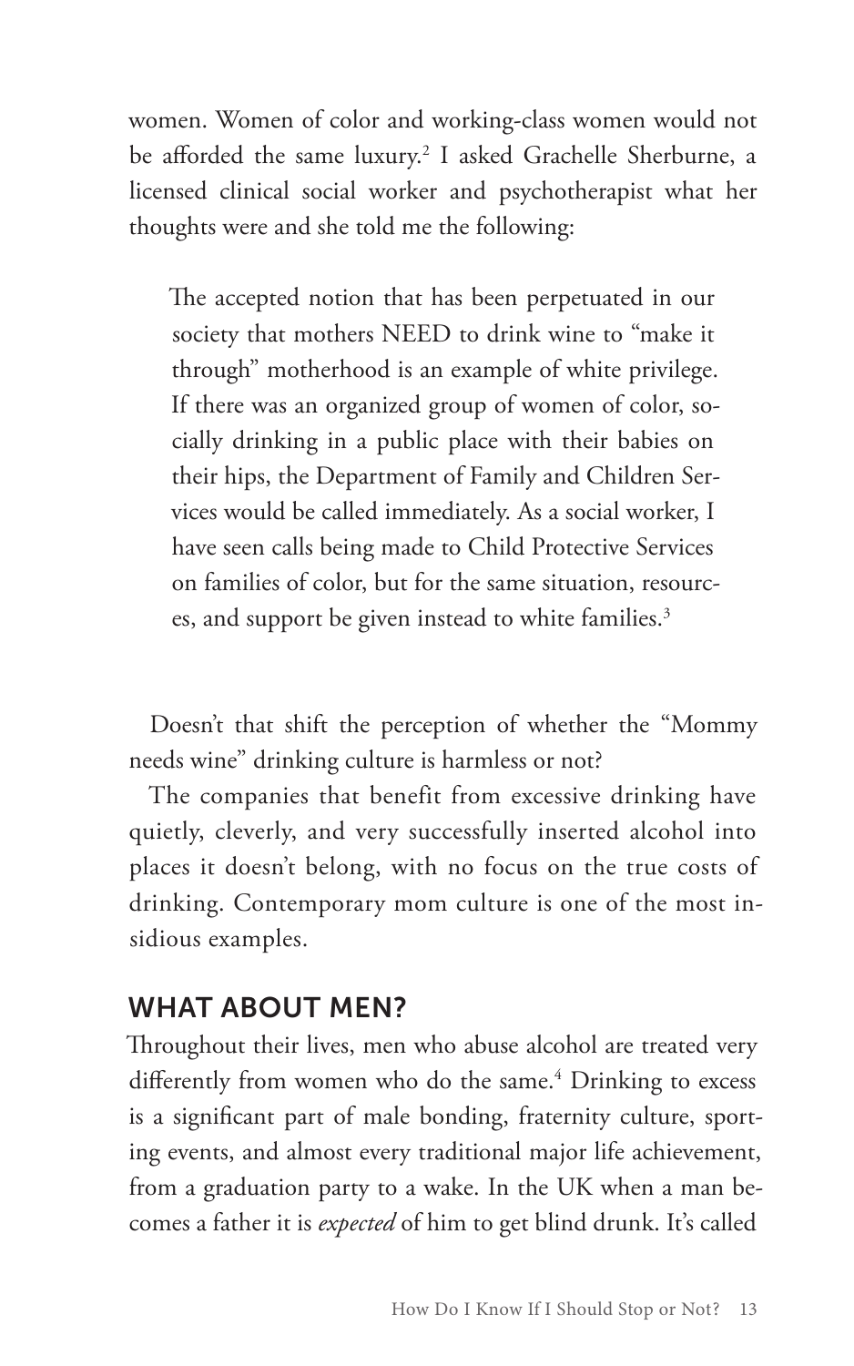women. Women of color and working-class women would not be afforded the same luxury.[2] I asked Grachelle Sherburne, a licensed clinical social worker and psychotherapist what her thoughts were and she told me the following:

> The accepted notion that has been perpetuated in our society that mothers NEED to drink wine to "make it through" motherhood is an example of white privilege. If there was an organized group of women of color, socially drinking in a public place with their babies on their hips, the Department of Family and Children Services would be called immediately. As a social worker, I have seen calls being made to Child Protective Services on families of color, but for the same situation, resources, and support be given instead to white families.[3]

Doesn't that shift the perception of whether the "Mommy needs wine" drinking culture is harmless or not?

The companies that benefit from excessive drinking have quietly, cleverly, and very successfully inserted alcohol into places it doesn't belong, with no focus on the true costs of drinking. Contemporary mom culture is one of the most insidious examples.

## WHAT ABOUT MEN?

Throughout their lives, men who abuse alcohol are treated very differently from women who do the same.[4] Drinking to excess is a significant part of male bonding, fraternity culture, sporting events, and almost every traditional major life achievement, from a graduation party to a wake. In the UK when a man becomes a father it is *expected* of him to get blind drunk. It's called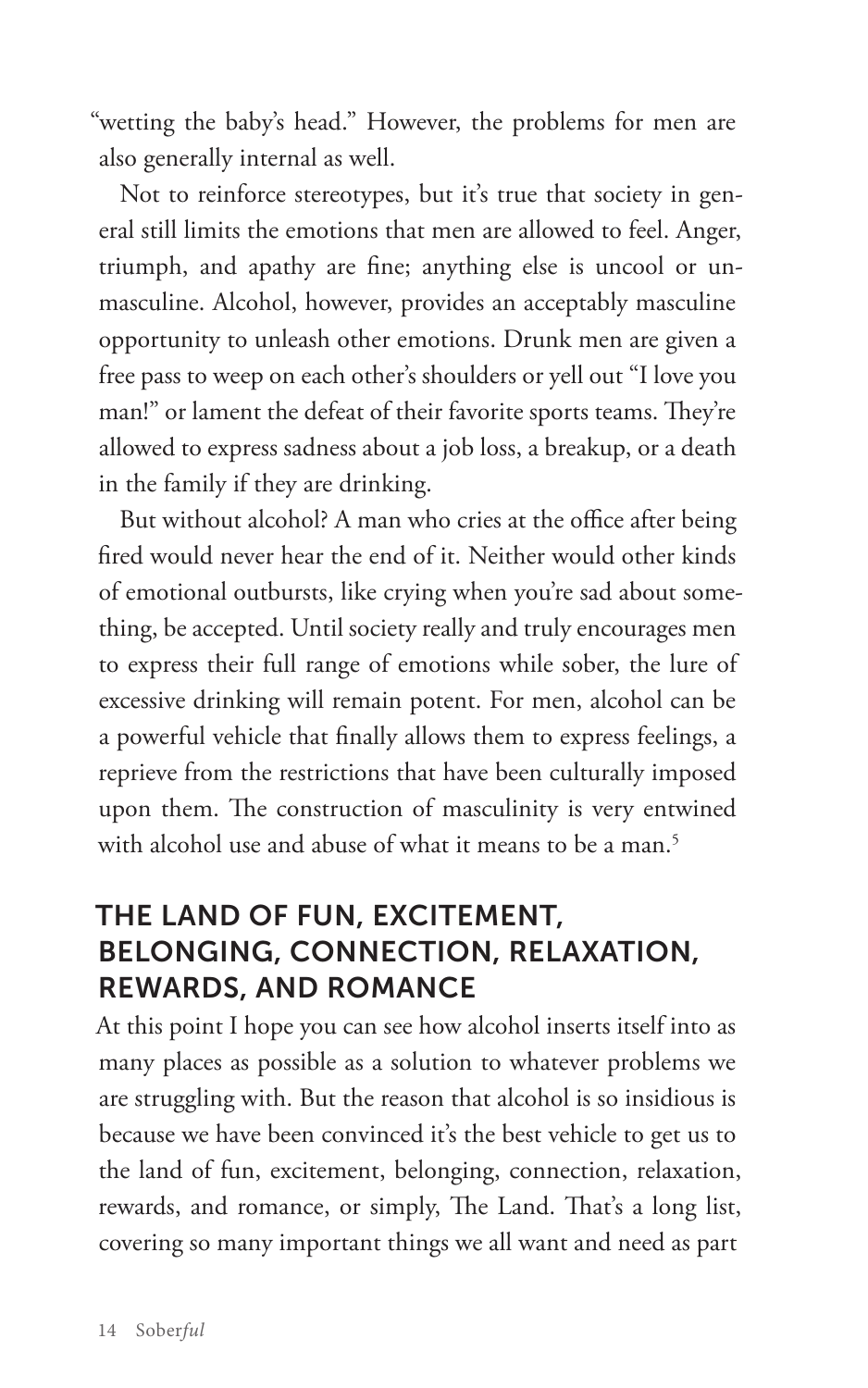"wetting the baby's head." However, the problems for men are also generally internal as well.

Not to reinforce stereotypes, but it's true that society in general still limits the emotions that men are allowed to feel. Anger, triumph, and apathy are fine; anything else is uncool or unmasculine. Alcohol, however, provides an acceptably masculine opportunity to unleash other emotions. Drunk men are given a free pass to weep on each other's shoulders or yell out "I love you man!" or lament the defeat of their favorite sports teams. They're allowed to express sadness about a job loss, a breakup, or a death in the family if they are drinking.

But without alcohol? A man who cries at the office after being fired would never hear the end of it. Neither would other kinds of emotional outbursts, like crying when you're sad about something, be accepted. Until society really and truly encourages men to express their full range of emotions while sober, the lure of excessive drinking will remain potent. For men, alcohol can be a powerful vehicle that finally allows them to express feelings, a reprieve from the restrictions that have been culturally imposed upon them. The construction of masculinity is very entwined with alcohol use and abuse of what it means to be a man.[5]

## THE LAND OF FUN, EXCITEMENT, BELONGING, CONNECTION, RELAXATION, REWARDS, AND ROMANCE

At this point I hope you can see how alcohol inserts itself into as many places as possible as a solution to whatever problems we are struggling with. But the reason that alcohol is so insidious is because we have been convinced it's the best vehicle to get us to the land of fun, excitement, belonging, connection, relaxation, rewards, and romance, or simply, The Land. That's a long list, covering so many important things we all want and need as part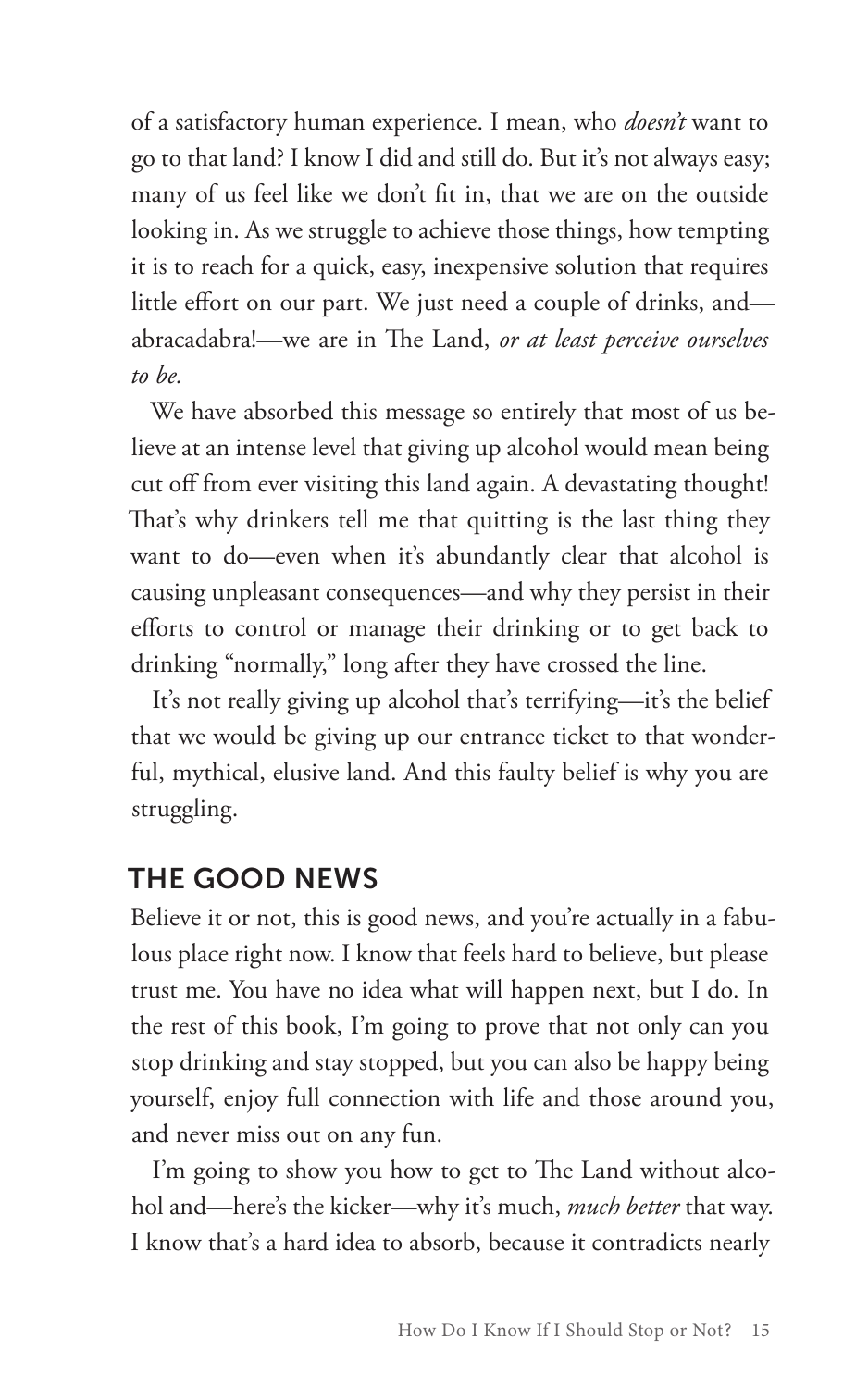of a satisfactory human experience. I mean, who *doesn't* want to go to that land? I know I did and still do. But it's not always easy; many of us feel like we don't fit in, that we are on the outside looking in. As we struggle to achieve those things, how tempting it is to reach for a quick, easy, inexpensive solution that requires little effort on our part. We just need a couple of drinks, and—abracadabra!—we are in The Land, *or at least perceive ourselves to be.*

We have absorbed this message so entirely that most of us believe at an intense level that giving up alcohol would mean being cut off from ever visiting this land again. A devastating thought! That's why drinkers tell me that quitting is the last thing they want to do—even when it's abundantly clear that alcohol is causing unpleasant consequences—and why they persist in their efforts to control or manage their drinking or to get back to drinking "normally," long after they have crossed the line.

It's not really giving up alcohol that's terrifying—it's the belief that we would be giving up our entrance ticket to that wonderful, mythical, elusive land. And this faulty belief is why you are struggling.

## THE GOOD NEWS

Believe it or not, this is good news, and you're actually in a fabulous place right now. I know that feels hard to believe, but please trust me. You have no idea what will happen next, but I do. In the rest of this book, I'm going to prove that not only can you stop drinking and stay stopped, but you can also be happy being yourself, enjoy full connection with life and those around you, and never miss out on any fun.

I'm going to show you how to get to The Land without alcohol and—here's the kicker—why it's much, *much better* that way. I know that's a hard idea to absorb, because it contradicts nearly